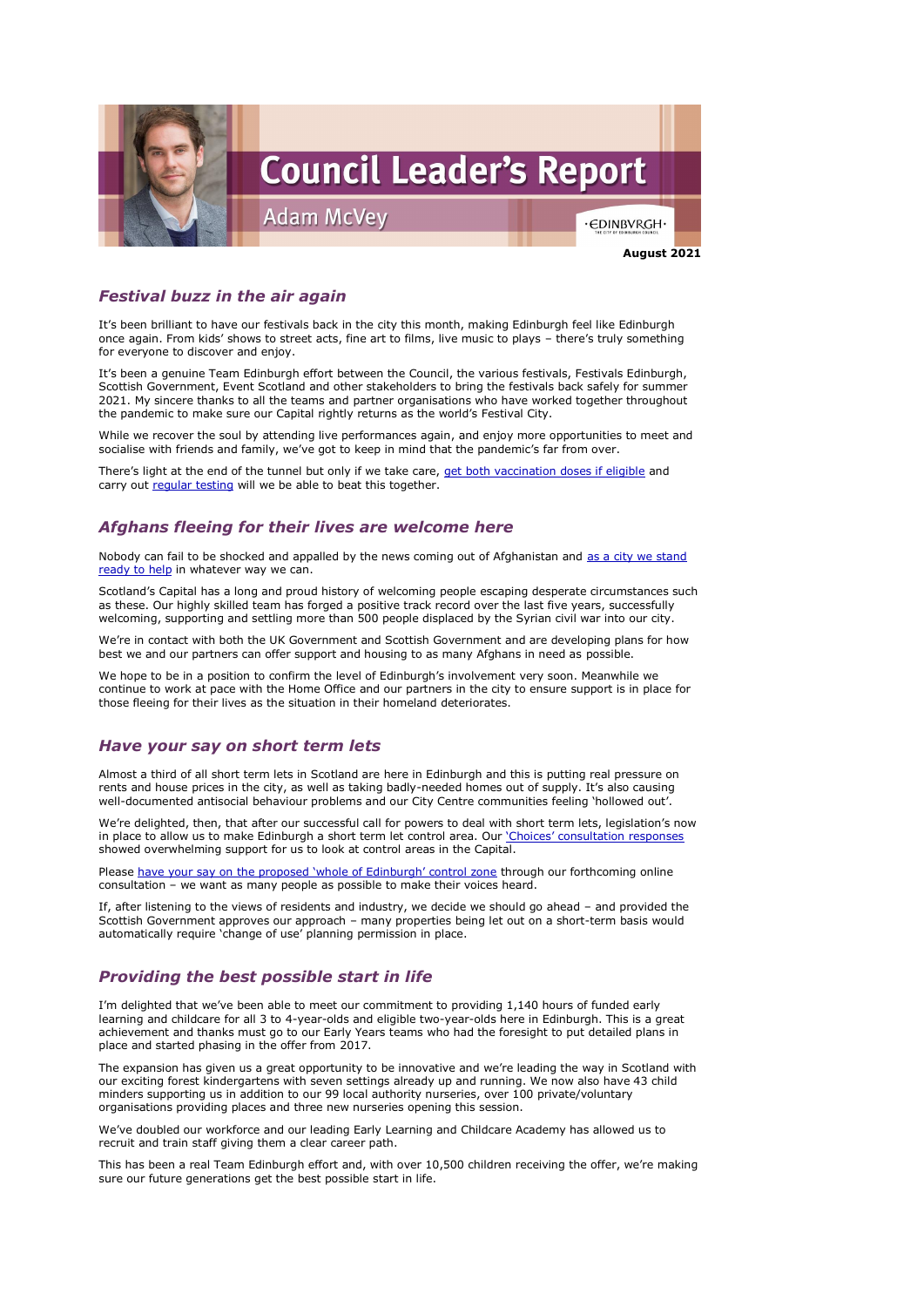# Council Leader's Report

## Adam McVey

**August 2021**

### *Festival buzz in the air again*

It's been brilliant to have our festivals back in the city this month, making Edinburgh feel like Edinburgh once again. From kids' shows to street acts, fine art to films, live music to plays – there's truly something for everyone to discover and enjoy.

It's been a genuine Team Edinburgh effort between the Council, the various festivals, Festivals Edinburgh, Scottish Government, Event Scotland and other stakeholders to bring the festivals back safely for summer 2021. My sincere thanks to all the teams and partner organisations who have worked together throughout the pandemic to make sure our Capital rightly returns as the world's Festival City.

While we recover the soul by attending live performances again, and enjoy more opportunities to meet and socialise with friends and family, we've got to keep in mind that the pandemic's far from over.

There's light at the end of the tunnel but only if we take care, get both vaccination doses if eligible and carry out regular testing will we be able to beat this together.

### *Afghans fleeing for their lives are welcome here*

Nobody can fail to be shocked and appalled by the news coming out of Afghanistan and as a city we stand ready to help in whatever way we can.

Scotland's Capital has a long and proud history of welcoming people escaping desperate circumstances such as these. Our highly skilled team has forged a positive track record over the last five years, successfully welcoming, supporting and settling more than 500 people displaced by the Syrian civil war into our city.

We're in contact with both the UK Government and Scottish Government and are developing plans for how best we and our partners can offer support and housing to as many Afghans in need as possible.

We hope to be in a position to confirm the level of Edinburgh's involvement very soon. Meanwhile we continue to work at pace with the Home Office and our partners in the city to ensure support is in place for those fleeing for their lives as the situation in their homeland deteriorates.

### *Have your say on short term lets*

Almost a third of all short term lets in Scotland are here in Edinburgh and this is putting real pressure on rents and house prices in the city, as well as taking badly-needed homes out of supply. It's also causing well-documented antisocial behaviour problems and our City Centre communities feeling 'hollowed out'.

We're delighted, then, that after our successful call for powers to deal with short term lets, legislation's now in place to allow us to make Edinburgh a short term let control area. Our 'Choices' consultation responses showed overwhelming support for us to look at control areas in the Capital.

Please have your say on the proposed 'whole of Edinburgh' control zone through our forthcoming online consultation – we want as many people as possible to make their voices heard.

If, after listening to the views of residents and industry, we decide we should go ahead – and provided the Scottish Government approves our approach – many properties being let out on a short-term basis would automatically require 'change of use' planning permission in place.

### *Providing the best possible start in life*

I'm delighted that we've been able to meet our commitment to providing 1,140 hours of funded early learning and childcare for all 3 to 4-year-olds and eligible two-year-olds here in Edinburgh. This is a great achievement and thanks must go to our Early Years teams who had the foresight to put detailed plans in place and started phasing in the offer from 2017.

The expansion has given us a great opportunity to be innovative and we're leading the way in Scotland with our exciting forest kindergartens with seven settings already up and running. We now also have 43 child minders supporting us in addition to our 99 local authority nurseries, over 100 private/voluntary organisations providing places and three new nurseries opening this session.

We've doubled our workforce and our leading Early Learning and Childcare Academy has allowed us to recruit and train staff giving them a clear career path.

This has been a real Team Edinburgh effort and, with over 10,500 children receiving the offer, we're making sure our future generations get the best possible start in life.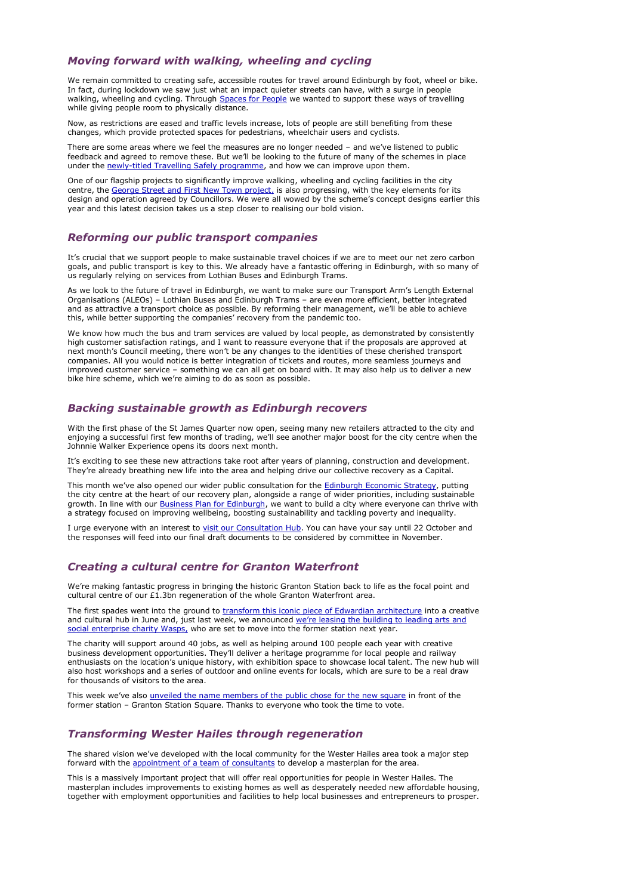## *Moving forward with walking, wheeling and cycling*

We remain committed to creating safe, accessible routes for travel around Edinburgh by foot, wheel or bike. In fact, during lockdown we saw just what an impact quieter streets can have, with a surge in people walking, wheeling and cycling. Through Spaces for People we wanted to support these ways of travelling while giving people room to physically distance.

Now, as restrictions are eased and traffic levels increase, lots of people are still benefiting from these changes, which provide protected spaces for pedestrians, wheelchair users and cyclists.

There are some areas where we feel the measures are no longer needed – and we've listened to public feedback and agreed to remove these. But we'll be looking to the future of many of the schemes in place under the newly-titled Travelling Safely programme, and how we can improve upon them.

One of our flagship projects to significantly improve walking, wheeling and cycling facilities in the city centre, the George Street and First New Town project, is also progressing, with the key elements for its design and operation agreed by Councillors. We were all wowed by the scheme's concept designs earlier this year and this latest decision takes us a step closer to realising our bold vision.

## *Reforming our public transport companies*

It's crucial that we support people to make sustainable travel choices if we are to meet our net zero carbon goals, and public transport is key to this. We already have a fantastic offering in Edinburgh, with so many of us regularly relying on services from Lothian Buses and Edinburgh Trams.

As we look to the future of travel in Edinburgh, we want to make sure our Transport Arm's Length External Organisations (ALEOs) – Lothian Buses and Edinburgh Trams – are even more efficient, better integrated and as attractive a transport choice as possible. By reforming their management, we'll be able to achieve this, while better supporting the companies' recovery from the pandemic too.

We know how much the bus and tram services are valued by local people, as demonstrated by consistently high customer satisfaction ratings, and I want to reassure everyone that if the proposals are approved at next month's Council meeting, there won't be any changes to the identities of these cherished transport companies. All you would notice is better integration of tickets and routes, more seamless journeys and improved customer service – something we can all get on board with. It may also help us to deliver a new bike hire scheme, which we're aiming to do as soon as possible.

## *Backing sustainable growth as Edinburgh recovers*

With the first phase of the St James Quarter now open, seeing many new retailers attracted to the city and enjoying a successful first few months of trading, we'll see another major boost for the city centre when the Johnnie Walker Experience opens its doors next month.

It's exciting to see these new attractions take root after years of planning, construction and development. They're already breathing new life into the area and helping drive our collective recovery as a Capital.

This month we've also opened our wider public consultation for the Edinburgh Economic Strategy, putting the city centre at the heart of our recovery plan, alongside a range of wider priorities, including sustainable growth. In line with our Business Plan for Edinburgh, we want to build a city where everyone can thrive with a strategy focused on improving wellbeing, boosting sustainability and tackling poverty and inequality.

I urge everyone with an interest to visit our Consultation Hub. You can have your say until 22 October and the responses will feed into our final draft documents to be considered by committee in November.

## *Creating a cultural centre for Granton Waterfront*

We're making fantastic progress in bringing the historic Granton Station back to life as the focal point and cultural centre of our £1.3bn regeneration of the whole Granton Waterfront area.

The first spades went into the ground to transform this iconic piece of Edwardian architecture into a creative and cultural hub in June and, just last week, we announced we're leasing the building to leading arts and social enterprise charity Wasps, who are set to move into the former station next year.

The charity will support around 40 jobs, as well as helping around 100 people each year with creative business development opportunities. They'll deliver a heritage programme for local people and railway enthusiasts on the location's unique history, with exhibition space to showcase local talent. The new hub will also host workshops and a series of outdoor and online events for locals, which are sure to be a real draw for thousands of visitors to the area.

This week we've also unveiled the name members of the public chose for the new square in front of the former station – Granton Station Square. Thanks to everyone who took the time to vote.

## *Transforming Wester Hailes through regeneration*

The shared vision we've developed with the local community for the Wester Hailes area took a major step forward with the appointment of a team of consultants to develop a masterplan for the area.

This is a massively important project that will offer real opportunities for people in Wester Hailes. The masterplan includes improvements to existing homes as well as desperately needed new affordable housing, together with employment opportunities and facilities to help local businesses and entrepreneurs to prosper.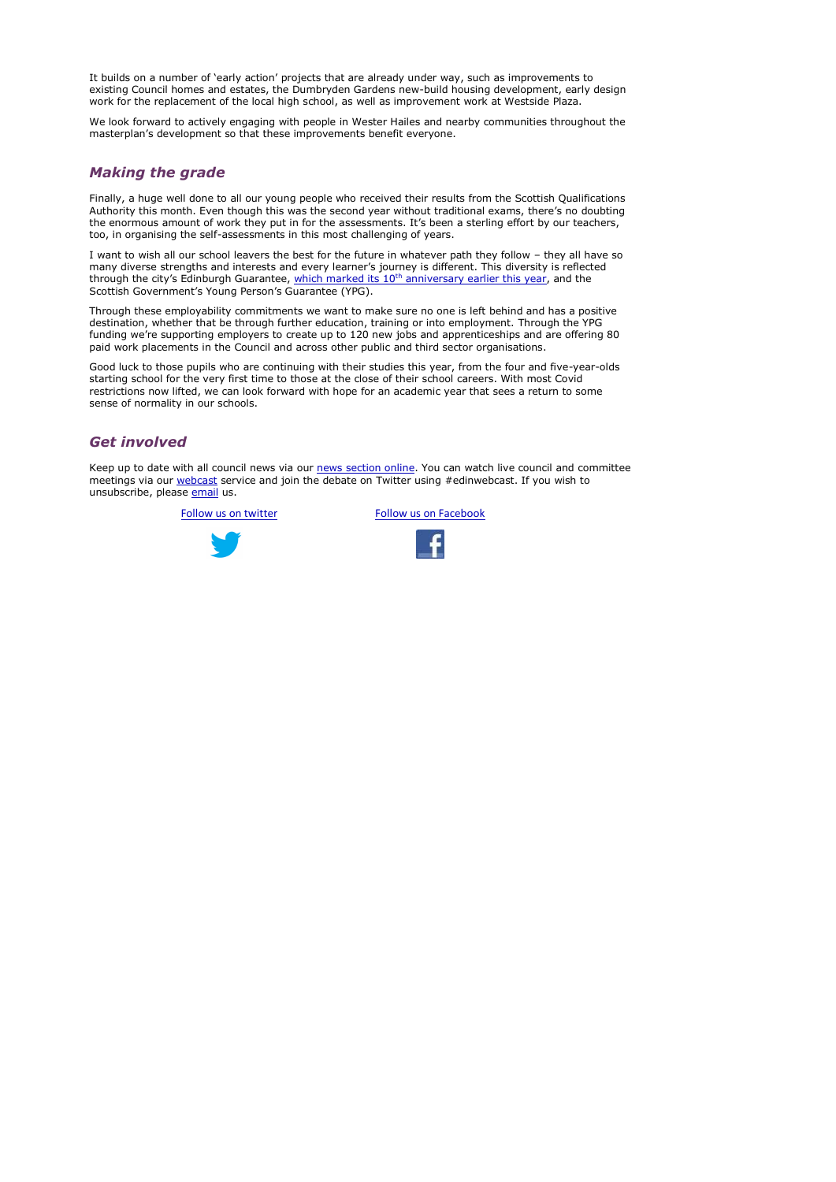It builds on a number of 'early action' projects that are already under way, such as improvements to existing Council homes and estates, the Dumbryden Gardens new-build housing development, early design work for the replacement of the local high school, as well as improvement work at Westside Plaza.

We look forward to actively engaging with people in Wester Hailes and nearby communities throughout the masterplan's development so that these improvements benefit everyone.

## *Making the grade*

Finally, a huge well done to all our young people who received their results from the Scottish Qualifications Authority this month. Even though this was the second year without traditional exams, there's no doubting the enormous amount of work they put in for the assessments. It's been a sterling effort by our teachers, too, in organising the self-assessments in this most challenging of years.

I want to wish all our school leavers the best for the future in whatever path they follow – they all have so many diverse strengths and interests and every learner's journey is different. This diversity is reflected through the city's Edinburgh Guarantee, which marked its 10th anniversary earlier this year, and the Scottish Government's Young Person's Guarantee (YPG).

Through these employability commitments we want to make sure no one is left behind and has a positive destination, whether that be through further education, training or into employment. Through the YPG funding we're supporting employers to create up to 120 new jobs and apprenticeships and are offering 80 paid work placements in the Council and across other public and third sector organisations.

Good luck to those pupils who are continuing with their studies this year, from the four and five-year-olds starting school for the very first time to those at the close of their school careers. With most Covid restrictions now lifted, we can look forward with hope for an academic year that sees a return to some sense of normality in our schools.

## *Get involved*

Keep up to date with all council news via our news section online. You can watch live council and committee meetings via our webcast service and join the debate on Twitter using #edinwebcast. If you wish to unsubscribe, please email us.

Follow us on twitter　　Follow us on Facebook